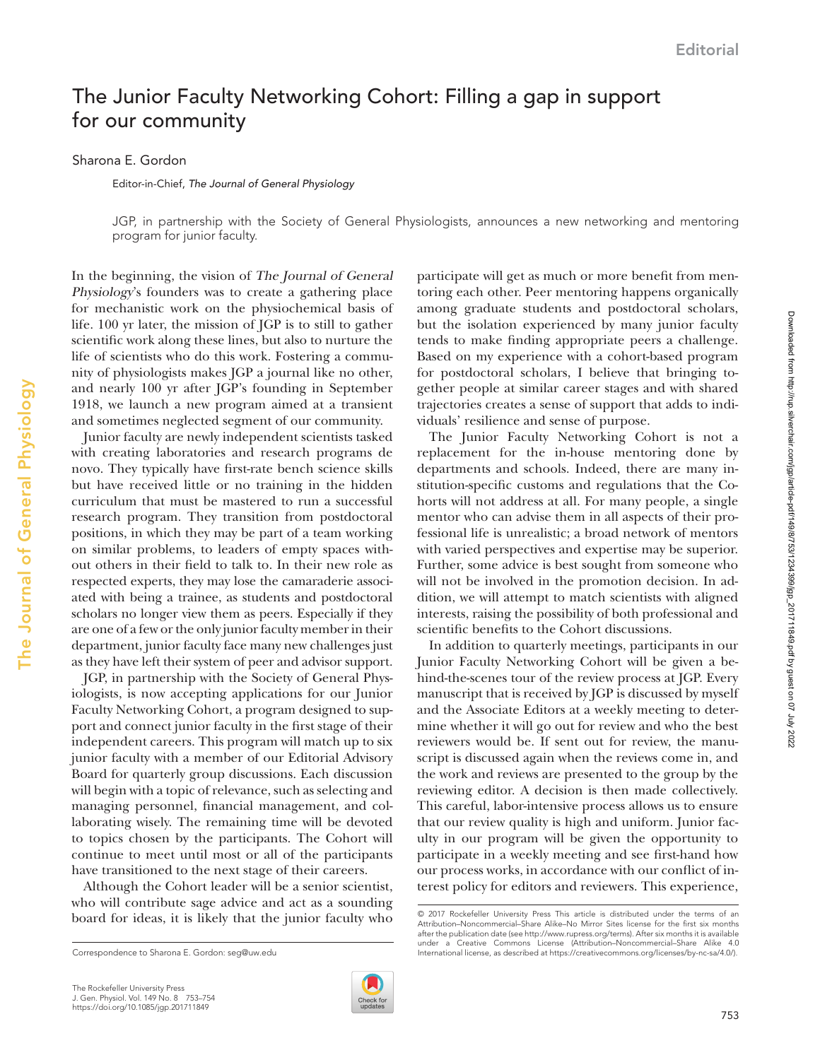# The Junior Faculty Networking Cohort: Filling a gap in support for our community

Sharona E. Gordon

Editor-in-Chief, *The Journal of General Physiology*

JGP, in partnership with the Society of General Physiologists, announces a new networking and mentoring program for junior faculty.

In the beginning, the vision of *The Journal of General Physiology*'s founders was to create a gathering place for mechanistic work on the physiochemical basis of life. 100 yr later, the mission of JGP is to still to gather scientific work along these lines, but also to nurture the life of scientists who do this work. Fostering a community of physiologists makes JGP a journal like no other, and nearly 100 yr after JGP's founding in September 1918, we launch a new program aimed at a transient and sometimes neglected segment of our community.

Junior faculty are newly independent scientists tasked with creating laboratories and research programs de novo. They typically have first-rate bench science skills but have received little or no training in the hidden curriculum that must be mastered to run a successful research program. They transition from postdoctoral positions, in which they may be part of a team working on similar problems, to leaders of empty spaces without others in their field to talk to. In their new role as respected experts, they may lose the camaraderie associated with being a trainee, as students and postdoctoral scholars no longer view them as peers. Especially if they are one of a few or the only junior faculty member in their department, junior faculty face many new challenges just as they have left their system of peer and advisor support.

JGP, in partnership with the Society of General Physiologists, is now accepting applications for our Junior Faculty Networking Cohort, a program designed to support and connect junior faculty in the first stage of their independent careers. This program will match up to six junior faculty with a member of our Editorial Advisory Board for quarterly group discussions. Each discussion will begin with a topic of relevance, such as selecting and managing personnel, financial management, and collaborating wisely. The remaining time will be devoted to topics chosen by the participants. The Cohort will continue to meet until most or all of the participants have transitioned to the next stage of their careers.

Although the Cohort leader will be a senior scientist, who will contribute sage advice and act as a sounding board for ideas, it is likely that the junior faculty who participate will get as much or more benefit from mentoring each other. Peer mentoring happens organically among graduate students and postdoctoral scholars, but the isolation experienced by many junior faculty tends to make finding appropriate peers a challenge. Based on my experience with a cohort-based program for postdoctoral scholars, I believe that bringing together people at similar career stages and with shared trajectories creates a sense of support that adds to individuals' resilience and sense of purpose.

The Junior Faculty Networking Cohort is not a replacement for the in-house mentoring done by departments and schools. Indeed, there are many institution-specific customs and regulations that the Cohorts will not address at all. For many people, a single mentor who can advise them in all aspects of their professional life is unrealistic; a broad network of mentors with varied perspectives and expertise may be superior. Further, some advice is best sought from someone who will not be involved in the promotion decision. In addition, we will attempt to match scientists with aligned interests, raising the possibility of both professional and scientific benefits to the Cohort discussions.

In addition to quarterly meetings, participants in our Junior Faculty Networking Cohort will be given a behind-the-scenes tour of the review process at JGP. Every manuscript that is received by JGP is discussed by myself and the Associate Editors at a weekly meeting to determine whether it will go out for review and who the best reviewers would be. If sent out for review, the manuscript is discussed again when the reviews come in, and the work and reviews are presented to the group by the reviewing editor. A decision is then made collectively. This careful, labor-intensive process allows us to ensure that our review quality is high and uniform. Junior faculty in our program will be given the opportunity to participate in a weekly meeting and see first-hand how our process works, in accordance with our conflict of interest policy for editors and reviewers. This experience,

Correspondence to Sharona E. Gordon: seg@uw.edu

© 2017 Rockefeller University Press This article is distributed under the terms of an Attribution–Noncommercial–Share Alike–No Mirror Sites license for the first six months after the publication date (see http://www.rupress.org/terms). After six months it is available under a Creative Commons License (Attribution–Noncommercial–Share Alike 4.0 International license, as described at https://creativecommons.org/licenses/by-nc-sa/4.0/).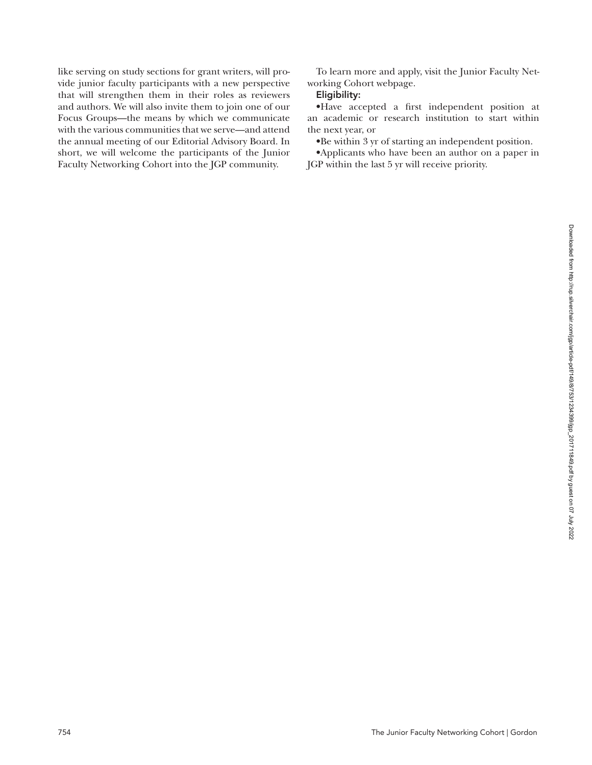like serving on study sections for grant writers, will provide junior faculty participants with a new perspective that will strengthen them in their roles as reviewers and authors. We will also invite them to join one of our Focus Groups—the means by which we communicate with the various communities that we serve—and attend the annual meeting of our Editorial Advisory Board. In short, we will welcome the participants of the Junior Faculty Networking Cohort into the JGP community.

To learn more and apply, visit the Junior Faculty Networking Cohort webpage.

**Eligibility:**

•Have accepted a first independent position at an academic or research institution to start within the next year, or

•Be within 3 yr of starting an independent position.

•Applicants who have been an author on a paper in JGP within the last 5 yr will receive priority.